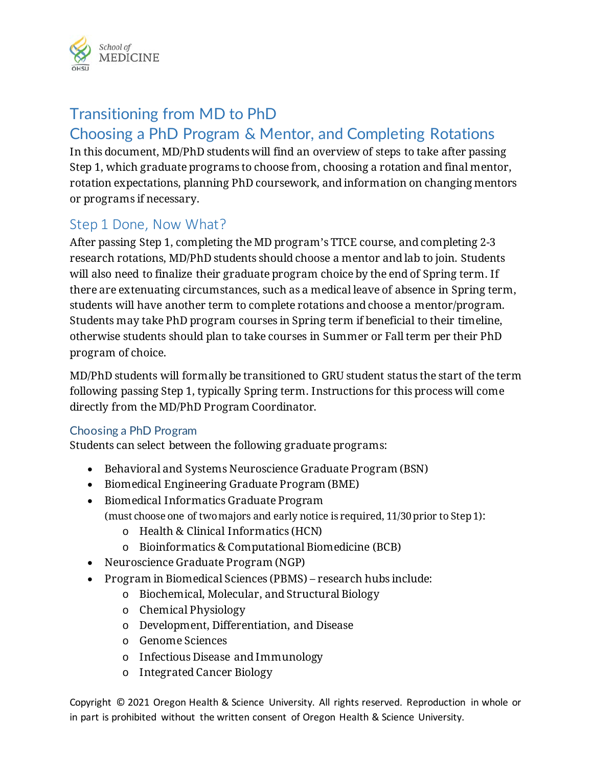# Transitioning from MD to PhD

## Choosing a PhD Program & Mentor, and Completing Rotations

In this document, MD/PhD students will find an overview of steps to take after passing Step 1, which graduate programs to choose from, choosing a rotation and final mentor, rotation expectations, planning PhD coursework, and information on changing mentors or programs if necessary.

## Step 1 Done, Now What?

After passing Step 1, completing the MD program's TTCE course, and completing 2-3 research rotations, MD/PhD students should choose a mentor and lab to join. Students will also need to finalize their graduate program choice by the end of Spring term. If there are extenuating circumstances, such as a medical leave of absence in Spring term, students will have another term to complete rotations and choose a mentor/program. Students may take PhD program courses in Spring term if beneficial to their timeline, otherwise students should plan to take courses in Summer or Fall term per their PhD program of choice.

MD/PhD students will formally be transitioned to GRU student status the start of the term following passing Step 1, typically Spring term. Instructions for this process will come directly from the MD/PhD Program Coordinator.

### Choosing a PhD Program

Students can select between the following graduate programs:

- Behavioral and Systems Neuroscience Graduate Program (BSN)
- Biomedical Engineering Graduate Program (BME)
- Biomedical Informatics Graduate Program
  (must choose one of two majors and early notice is required, 11/30 prior to Step 1):
  - Health & Clinical Informatics (HCN)
  - Bioinformatics & Computational Biomedicine (BCB)
- Neuroscience Graduate Program (NGP)
- Program in Biomedical Sciences (PBMS) – research hubs include:
  - Biochemical, Molecular, and Structural Biology
  - Chemical Physiology
  - Development, Differentiation, and Disease
  - Genome Sciences
  - Infectious Disease and Immunology
  - Integrated Cancer Biology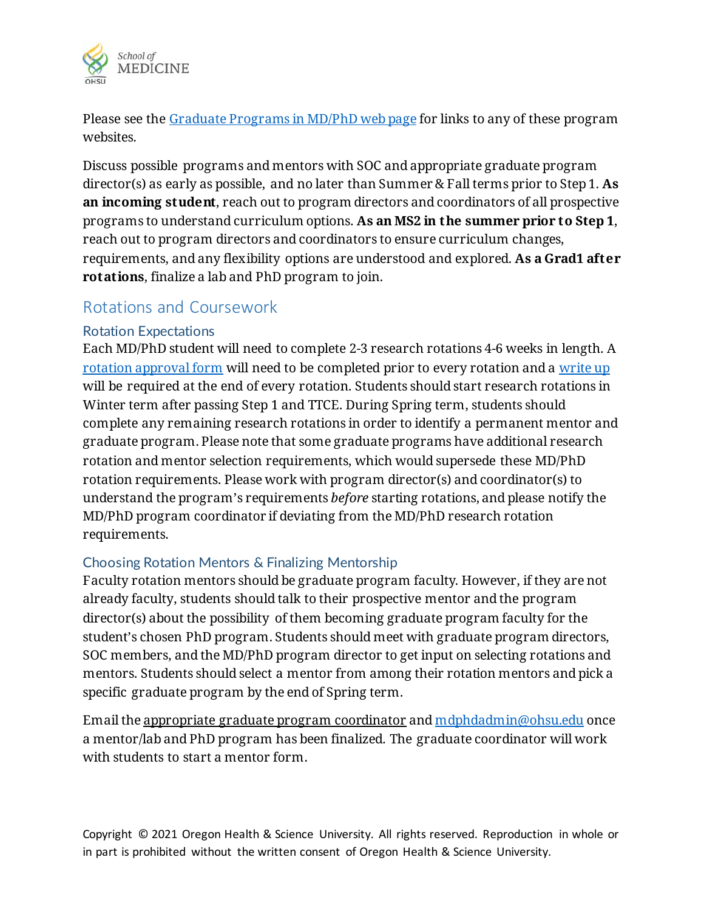Please see the [Graduate Programs in MD/PhD web page]() for links to any of these program websites.

Discuss possible programs and mentors with SOC and appropriate graduate program director(s) as early as possible, and no later than Summer & Fall terms prior to Step 1. **As an incoming student**, reach out to program directors and coordinators of all prospective programs to understand curriculum options. **As an MS2 in the summer prior to Step 1**, reach out to program directors and coordinators to ensure curriculum changes, requirements, and any flexibility options are understood and explored. **As a Grad1 after rotations**, finalize a lab and PhD program to join.

## Rotations and Coursework

### Rotation Expectations

Each MD/PhD student will need to complete 2-3 research rotations 4-6 weeks in length. A [rotation approval form]() will need to be completed prior to every rotation and a [write up]() will be required at the end of every rotation. Students should start research rotations in Winter term after passing Step 1 and TTCE. During Spring term, students should complete any remaining research rotations in order to identify a permanent mentor and graduate program. Please note that some graduate programs have additional research rotation and mentor selection requirements, which would supersede these MD/PhD rotation requirements. Please work with program director(s) and coordinator(s) to understand the program's requirements *before* starting rotations, and please notify the MD/PhD program coordinator if deviating from the MD/PhD research rotation requirements.

### Choosing Rotation Mentors & Finalizing Mentorship

Faculty rotation mentors should be graduate program faculty. However, if they are not already faculty, students should talk to their prospective mentor and the program director(s) about the possibility of them becoming graduate program faculty for the student's chosen PhD program. Students should meet with graduate program directors, SOC members, and the MD/PhD program director to get input on selecting rotations and mentors. Students should select a mentor from among their rotation mentors and pick a specific graduate program by the end of Spring term.

Email the appropriate graduate program coordinator and [mdphdadmin@ohsu.edu](mailto:mdphdadmin@ohsu.edu) once a mentor/lab and PhD program has been finalized. The graduate coordinator will work with students to start a mentor form.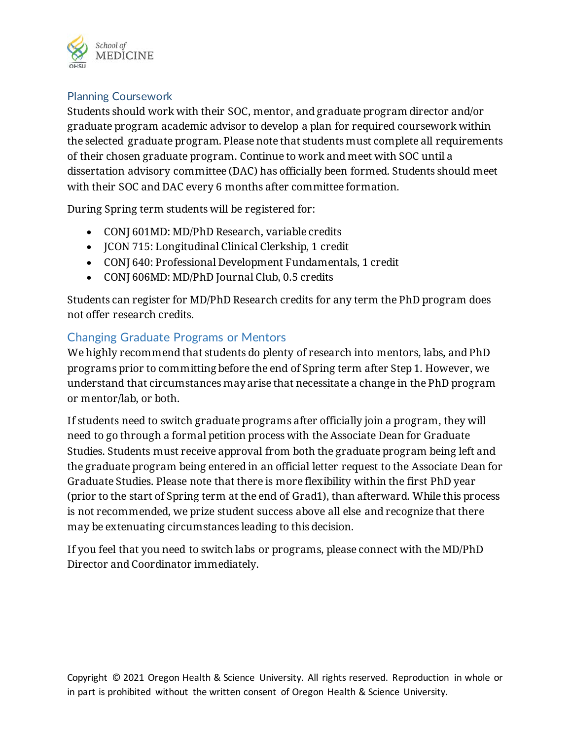## Planning Coursework

Students should work with their SOC, mentor, and graduate program director and/or graduate program academic advisor to develop a plan for required coursework within the selected graduate program. Please note that students must complete all requirements of their chosen graduate program. Continue to work and meet with SOC until a dissertation advisory committee (DAC) has officially been formed. Students should meet with their SOC and DAC every 6 months after committee formation.

During Spring term students will be registered for:

- CONJ 601MD: MD/PhD Research, variable credits
- JCON 715: Longitudinal Clinical Clerkship, 1 credit
- CONJ 640: Professional Development Fundamentals, 1 credit
- CONJ 606MD: MD/PhD Journal Club, 0.5 credits

Students can register for MD/PhD Research credits for any term the PhD program does not offer research credits.

## Changing Graduate Programs or Mentors

We highly recommend that students do plenty of research into mentors, labs, and PhD programs prior to committing before the end of Spring term after Step 1. However, we understand that circumstances may arise that necessitate a change in the PhD program or mentor/lab, or both.

If students need to switch graduate programs after officially join a program, they will need to go through a formal petition process with the Associate Dean for Graduate Studies. Students must receive approval from both the graduate program being left and the graduate program being entered in an official letter request to the Associate Dean for Graduate Studies. Please note that there is more flexibility within the first PhD year (prior to the start of Spring term at the end of Grad1), than afterward. While this process is not recommended, we prize student success above all else and recognize that there may be extenuating circumstances leading to this decision.

If you feel that you need to switch labs or programs, please connect with the MD/PhD Director and Coordinator immediately.